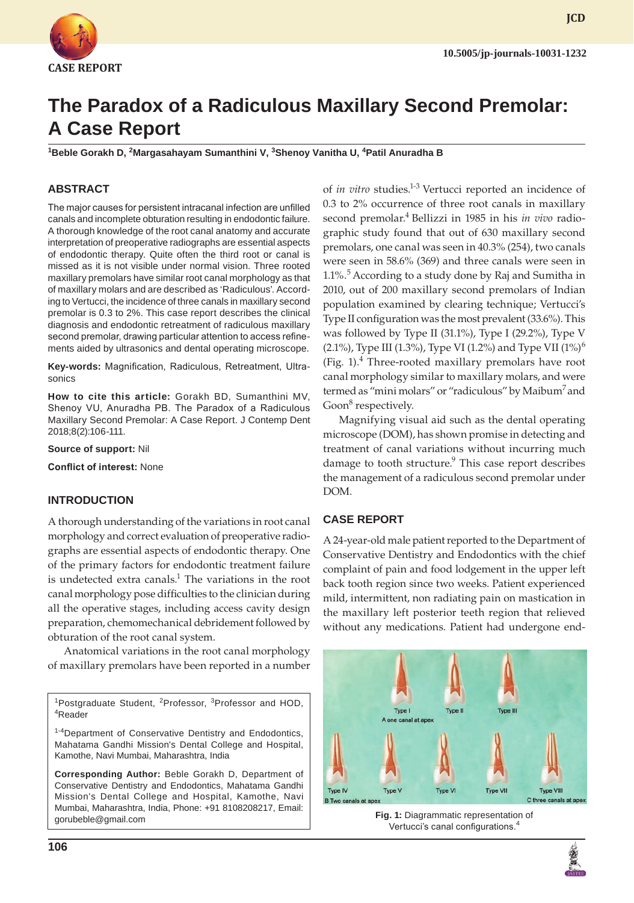CASE REPORT

10.5005/jp-journals-10031-1232

# The Paradox of a Radiculous Maxillary Second Premolar: A Case Report

[1]Beble Gorakh D, [2]Margasahayam Sumanthini V, [3]Shenoy Vanitha U, [4]Patil Anuradha B

## ABSTRACT

The major causes for persistent intracanal infection are unfilled canals and incomplete obturation resulting in endodontic failure. A thorough knowledge of the root canal anatomy and accurate interpretation of preoperative radiographs are essential aspects of endodontic therapy. Quite often the third root or canal is missed as it is not visible under normal vision. Three rooted maxillary premolars have similar root canal morphology as that of maxillary molars and are described as 'Radiculous'. According to Vertucci, the incidence of three canals in maxillary second premolar is 0.3 to 2%. This case report describes the clinical diagnosis and endodontic retreatment of radiculous maxillary second premolar, drawing particular attention to access refinements aided by ultrasonics and dental operating microscope.

**Key-words:** Magnification, Radiculous, Retreatment, Ultrasonics

**How to cite this article:** Gorakh BD, Sumanthini MV, Shenoy VU, Anuradha PB. The Paradox of a Radiculous Maxillary Second Premolar: A Case Report. J Contemp Dent 2018;8(2):106-111.

**Source of support:** Nil

**Conflict of interest:** None

## INTRODUCTION

A thorough understanding of the variations in root canal morphology and correct evaluation of preoperative radiographs are essential aspects of endodontic therapy. One of the primary factors for endodontic treatment failure is undetected extra canals.[1] The variations in the root canal morphology pose difficulties to the clinician during all the operative stages, including access cavity design preparation, chemomechanical debridement followed by obturation of the root canal system.

Anatomical variations in the root canal morphology of maxillary premolars have been reported in a number of *in vitro* studies.[1-3] Vertucci reported an incidence of 0.3 to 2% occurrence of three root canals in maxillary second premolar.[4] Bellizzi in 1985 in his *in vivo* radiographic study found that out of 630 maxillary second premolars, one canal was seen in 40.3% (254), two canals were seen in 58.6% (369) and three canals were seen in 1.1%.[5] According to a study done by Raj and Sumitha in 2010, out of 200 maxillary second premolars of Indian population examined by clearing technique; Vertucci's Type II configuration was the most prevalent (33.6%). This was followed by Type II (31.1%), Type I (29.2%), Type V (2.1%), Type III (1.3%), Type VI (1.2%) and Type VII (1%)[6] (Fig. 1).[4] Three-rooted maxillary premolars have root canal morphology similar to maxillary molars, and were termed as "mini molars" or "radiculous" by Maibum[7] and Goon[8] respectively.

Magnifying visual aid such as the dental operating microscope (DOM), has shown promise in detecting and treatment of canal variations without incurring much damage to tooth structure.[9] This case report describes the management of a radiculous second premolar under DOM.

## CASE REPORT

A 24-year-old male patient reported to the Department of Conservative Dentistry and Endodontics with the chief complaint of pain and food lodgement in the upper left back tooth region since two weeks. Patient experienced mild, intermittent, non radiating pain on mastication in the maxillary left posterior teeth region that relieved without any medications. Patient had undergone end-

Type I, Type II, Type III — A one canal at apex
Type IV, Type V, Type VI, Type VII — B Two canals at apex
Type VIII — C three canals at apex

**Fig. 1:** Diagrammatic representation of Vertucci's canal configurations.[4]

[1]Postgraduate Student, [2]Professor, [3]Professor and HOD, [4]Reader

[1-4]Department of Conservative Dentistry and Endodontics, Mahatama Gandhi Mission's Dental College and Hospital, Kamothe, Navi Mumbai, Maharashtra, India

**Corresponding Author:** Beble Gorakh D, Department of Conservative Dentistry and Endodontics, Mahatama Gandhi Mission's Dental College and Hospital, Kamothe, Navi Mumbai, Maharashtra, India, Phone: +91 8108208217, Email: gorubeble@gmail.com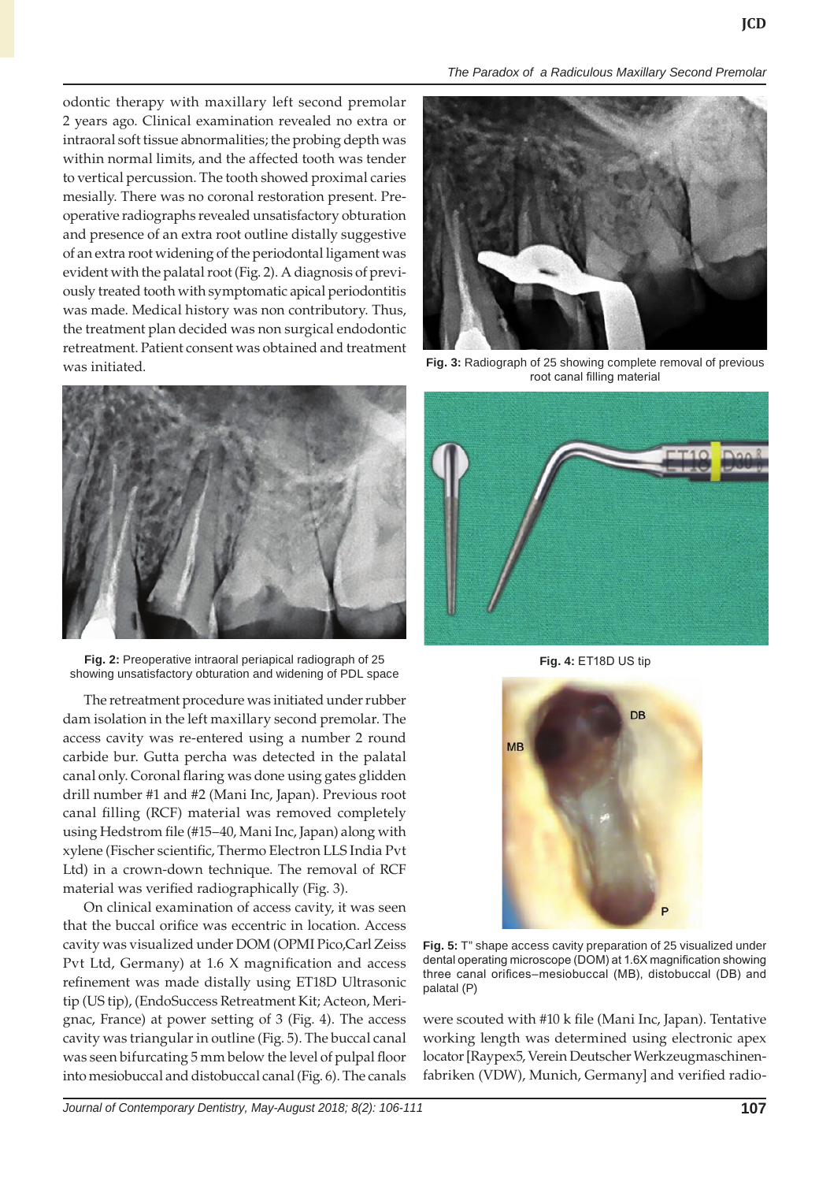odontic therapy with maxillary left second premolar 2 years ago. Clinical examination revealed no extra or intraoral soft tissue abnormalities; the probing depth was within normal limits, and the affected tooth was tender to vertical percussion. The tooth showed proximal caries mesially. There was no coronal restoration present. Preoperative radiographs revealed unsatisfactory obturation and presence of an extra root outline distally suggestive of an extra root widening of the periodontal ligament was evident with the palatal root (Fig. 2). A diagnosis of previously treated tooth with symptomatic apical periodontitis was made. Medical history was non contributory. Thus, the treatment plan decided was non surgical endodontic retreatment. Patient consent was obtained and treatment was initiated.

**Fig. 2:** Preoperative intraoral periapical radiograph of 25 showing unsatisfactory obturation and widening of PDL space

The retreatment procedure was initiated under rubber dam isolation in the left maxillary second premolar. The access cavity was re-entered using a number 2 round carbide bur. Gutta percha was detected in the palatal canal only. Coronal flaring was done using gates glidden drill number #1 and #2 (Mani Inc, Japan). Previous root canal filling (RCF) material was removed completely using Hedstrom file (#15–40, Mani Inc, Japan) along with xylene (Fischer scientific, Thermo Electron LLS India Pvt Ltd) in a crown-down technique. The removal of RCF material was verified radiographically (Fig. 3).

On clinical examination of access cavity, it was seen that the buccal orifice was eccentric in location. Access cavity was visualized under DOM (OPMI Pico,Carl Zeiss Pvt Ltd, Germany) at 1.6 X magnification and access refinement was made distally using ET18D Ultrasonic tip (US tip), (EndoSuccess Retreatment Kit; Acteon, Merignac, France) at power setting of 3 (Fig. 4). The access cavity was triangular in outline (Fig. 5). The buccal canal was seen bifurcating 5 mm below the level of pulpal floor into mesiobuccal and distobuccal canal (Fig. 6). The canals were scouted with #10 k file (Mani Inc, Japan). Tentative working length was determined using electronic apex locator [Raypex5, Verein Deutscher Werkzeugmaschinenfabriken (VDW), Munich, Germany] and verified radio-

**Fig. 3:** Radiograph of 25 showing complete removal of previous root canal filling material

**Fig. 4:** ET18D US tip

**Fig. 5:** T" shape access cavity preparation of 25 visualized under dental operating microscope (DOM) at 1.6X magnification showing three canal orifices–mesiobuccal (MB), distobuccal (DB) and palatal (P)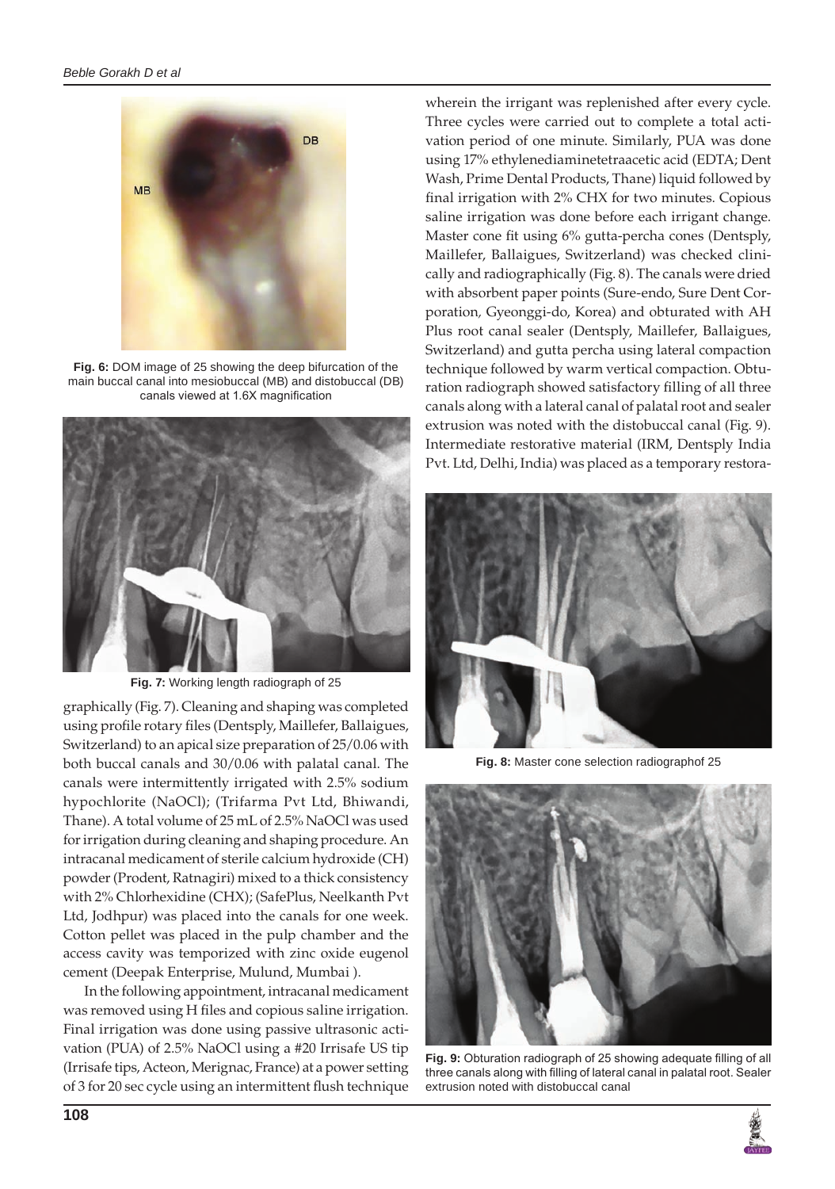**Fig. 6:** DOM image of 25 showing the deep bifurcation of the main buccal canal into mesiobuccal (MB) and distobuccal (DB) canals viewed at 1.6X magnification

**Fig. 7:** Working length radiograph of 25

graphically (Fig. 7). Cleaning and shaping was completed using profile rotary files (Dentsply, Maillefer, Ballaigues, Switzerland) to an apical size preparation of 25/0.06 with both buccal canals and 30/0.06 with palatal canal. The canals were intermittently irrigated with 2.5% sodium hypochlorite (NaOCl); (Trifarma Pvt Ltd, Bhiwandi, Thane). A total volume of 25 mL of 2.5% NaOCl was used for irrigation during cleaning and shaping procedure. An intracanal medicament of sterile calcium hydroxide (CH) powder (Prodent, Ratnagiri) mixed to a thick consistency with 2% Chlorhexidine (CHX); (SafePlus, Neelkanth Pvt Ltd, Jodhpur) was placed into the canals for one week. Cotton pellet was placed in the pulp chamber and the access cavity was temporized with zinc oxide eugenol cement (Deepak Enterprise, Mulund, Mumbai ).

In the following appointment, intracanal medicament was removed using H files and copious saline irrigation. Final irrigation was done using passive ultrasonic activation (PUA) of 2.5% NaOCl using a #20 Irrisafe US tip (Irrisafe tips, Acteon, Merignac, France) at a power setting of 3 for 20 sec cycle using an intermittent flush technique wherein the irrigant was replenished after every cycle. Three cycles were carried out to complete a total activation period of one minute. Similarly, PUA was done using 17% ethylenediaminetetraacetic acid (EDTA; Dent Wash, Prime Dental Products, Thane) liquid followed by final irrigation with 2% CHX for two minutes. Copious saline irrigation was done before each irrigant change. Master cone fit using 6% gutta-percha cones (Dentsply, Maillefer, Ballaigues, Switzerland) was checked clinically and radiographically (Fig. 8). The canals were dried with absorbent paper points (Sure-endo, Sure Dent Corporation, Gyeonggi-do, Korea) and obturated with AH Plus root canal sealer (Dentsply, Maillefer, Ballaigues, Switzerland) and gutta percha using lateral compaction technique followed by warm vertical compaction. Obturation radiograph showed satisfactory filling of all three canals along with a lateral canal of palatal root and sealer extrusion was noted with the distobuccal canal (Fig. 9). Intermediate restorative material (IRM, Dentsply India Pvt. Ltd, Delhi, India) was placed as a temporary restora-

**Fig. 8:** Master cone selection radiographof 25

**Fig. 9:** Obturation radiograph of 25 showing adequate filling of all three canals along with filling of lateral canal in palatal root. Sealer extrusion noted with distobuccal canal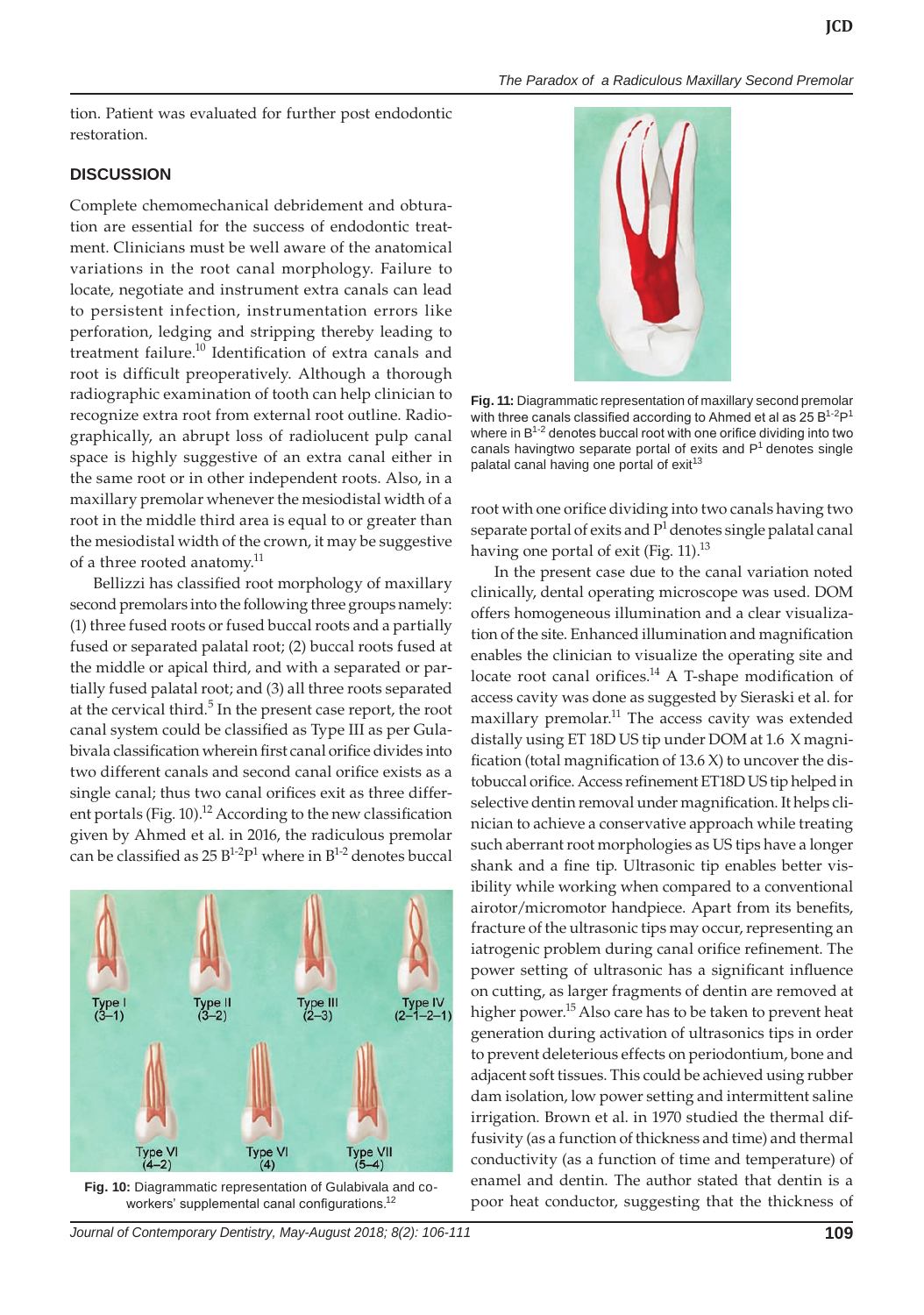tion. Patient was evaluated for further post endodontic restoration.

## DISCUSSION

Complete chemomechanical debridement and obturation are essential for the success of endodontic treatment. Clinicians must be well aware of the anatomical variations in the root canal morphology. Failure to locate, negotiate and instrument extra canals can lead to persistent infection, instrumentation errors like perforation, ledging and stripping thereby leading to treatment failure.[10] Identification of extra canals and root is difficult preoperatively. Although a thorough radiographic examination of tooth can help clinician to recognize extra root from external root outline. Radiographically, an abrupt loss of radiolucent pulp canal space is highly suggestive of an extra canal either in the same root or in other independent roots. Also, in a maxillary premolar whenever the mesiodistal width of a root in the middle third area is equal to or greater than the mesiodistal width of the crown, it may be suggestive of a three rooted anatomy.[11]

Bellizzi has classified root morphology of maxillary second premolars into the following three groups namely: (1) three fused roots or fused buccal roots and a partially fused or separated palatal root; (2) buccal roots fused at the middle or apical third, and with a separated or partially fused palatal root; and (3) all three roots separated at the cervical third.[5] In the present case report, the root canal system could be classified as Type III as per Gulabivala classification wherein first canal orifice divides into two different canals and second canal orifice exists as a single canal; thus two canal orifices exit as three different portals (Fig. 10).[12] According to the new classification given by Ahmed et al. in 2016, the radiculous premolar can be classified as 25 $B^{1-2}P^{1}$ where in $B^{1-2}$ denotes buccal root with one orifice dividing into two canals having two separate portal of exits and $P^{1}$ denotes single palatal canal having one portal of exit (Fig. 11).[13]

**Fig. 10:** Diagrammatic representation of Gulabivala and co-workers' supplemental canal configurations.[12]

**Fig. 11:** Diagrammatic representation of maxillary second premolar with three canals classified according to Ahmed et al as 25 $B^{1-2}P^{1}$ where in $B^{1-2}$ denotes buccal root with one orifice dividing into two canals havingtwo separate portal of exits and $P^{1}$ denotes single palatal canal having one portal of exit[13]

In the present case due to the canal variation noted clinically, dental operating microscope was used. DOM offers homogeneous illumination and a clear visualization of the site. Enhanced illumination and magnification enables the clinician to visualize the operating site and locate root canal orifices.[14] A T-shape modification of access cavity was done as suggested by Sieraski et al. for maxillary premolar.[11] The access cavity was extended distally using ET 18D US tip under DOM at 1.6 X magnification (total magnification of 13.6 X) to uncover the distobuccal orifice. Access refinement ET18D US tip helped in selective dentin removal under magnification. It helps clinician to achieve a conservative approach while treating such aberrant root morphologies as US tips have a longer shank and a fine tip. Ultrasonic tip enables better visibility while working when compared to a conventional airotor/micromotor handpiece. Apart from its benefits, fracture of the ultrasonic tips may occur, representing an iatrogenic problem during canal orifice refinement. The power setting of ultrasonic has a significant influence on cutting, as larger fragments of dentin are removed at higher power.[15] Also care has to be taken to prevent heat generation during activation of ultrasonics tips in order to prevent deleterious effects on periodontium, bone and adjacent soft tissues. This could be achieved using rubber dam isolation, low power setting and intermittent saline irrigation. Brown et al. in 1970 studied the thermal diffusivity (as a function of thickness and time) and thermal conductivity (as a function of time and temperature) of enamel and dentin. The author stated that dentin is a poor heat conductor, suggesting that the thickness of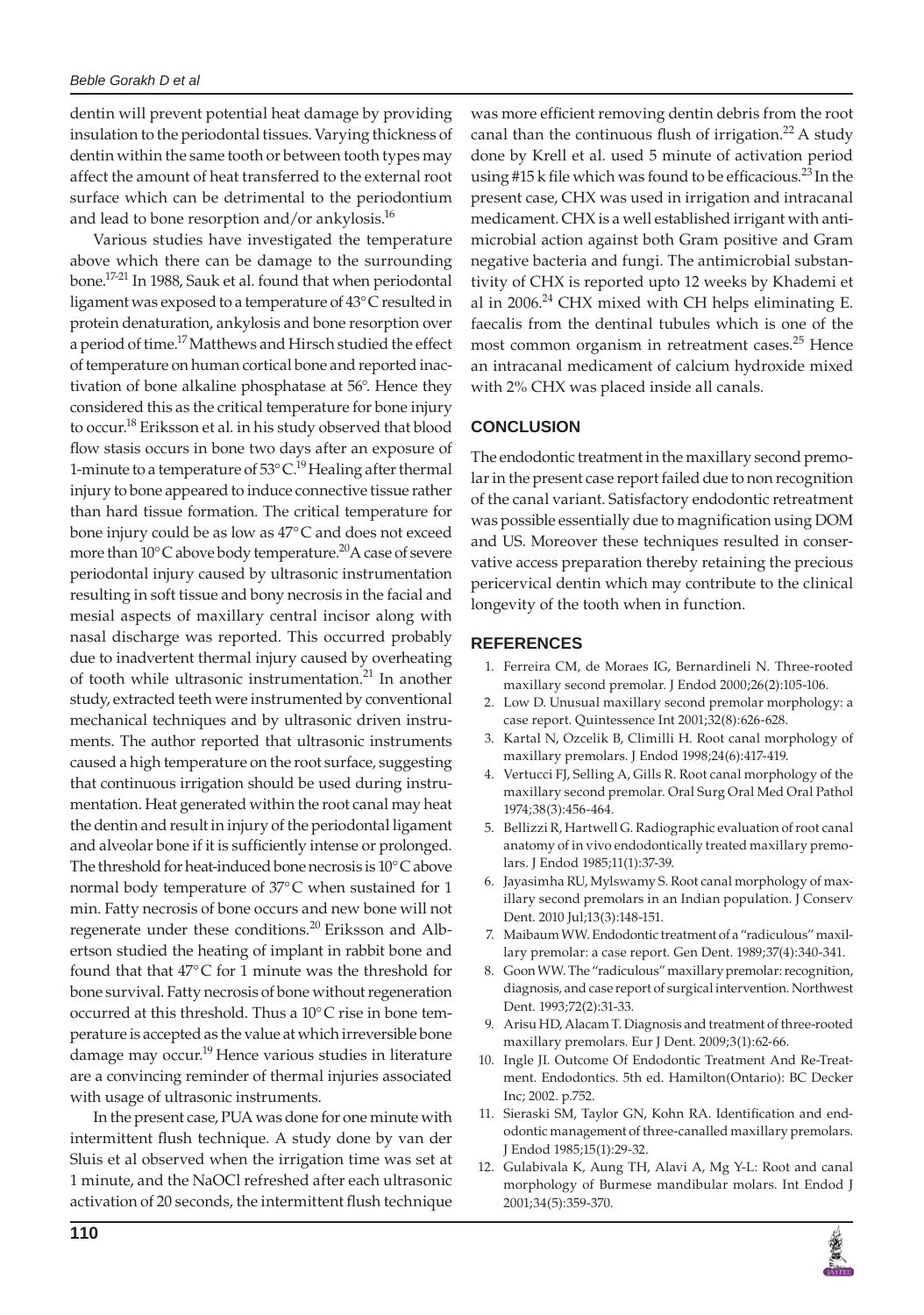dentin will prevent potential heat damage by providing insulation to the periodontal tissues. Varying thickness of dentin within the same tooth or between tooth types may affect the amount of heat transferred to the external root surface which can be detrimental to the periodontium and lead to bone resorption and/or ankylosis.[16]

Various studies have investigated the temperature above which there can be damage to the surrounding bone.[17-21] In 1988, Sauk et al. found that when periodontal ligament was exposed to a temperature of 43°C resulted in protein denaturation, ankylosis and bone resorption over a period of time.[17] Matthews and Hirsch studied the effect of temperature on human cortical bone and reported inactivation of bone alkaline phosphatase at 56°. Hence they considered this as the critical temperature for bone injury to occur.[18] Eriksson et al. in his study observed that blood flow stasis occurs in bone two days after an exposure of 1-minute to a temperature of 53°C.[19] Healing after thermal injury to bone appeared to induce connective tissue rather than hard tissue formation. The critical temperature for bone injury could be as low as 47°C and does not exceed more than 10°C above body temperature.[20] A case of severe periodontal injury caused by ultrasonic instrumentation resulting in soft tissue and bony necrosis in the facial and mesial aspects of maxillary central incisor along with nasal discharge was reported. This occurred probably due to inadvertent thermal injury caused by overheating of tooth while ultrasonic instrumentation.[21] In another study, extracted teeth were instrumented by conventional mechanical techniques and by ultrasonic driven instruments. The author reported that ultrasonic instruments caused a high temperature on the root surface, suggesting that continuous irrigation should be used during instrumentation. Heat generated within the root canal may heat the dentin and result in injury of the periodontal ligament and alveolar bone if it is sufficiently intense or prolonged. The threshold for heat-induced bone necrosis is 10°C above normal body temperature of 37°C when sustained for 1 min. Fatty necrosis of bone occurs and new bone will not regenerate under these conditions.[20] Eriksson and Albertson studied the heating of implant in rabbit bone and found that that 47°C for 1 minute was the threshold for bone survival. Fatty necrosis of bone without regeneration occurred at this threshold. Thus a 10°C rise in bone temperature is accepted as the value at which irreversible bone damage may occur.[19] Hence various studies in literature are a convincing reminder of thermal injuries associated with usage of ultrasonic instruments.

In the present case, PUA was done for one minute with intermittent flush technique. A study done by van der Sluis et al observed when the irrigation time was set at 1 minute, and the NaOCl refreshed after each ultrasonic activation of 20 seconds, the intermittent flush technique was more efficient removing dentin debris from the root canal than the continuous flush of irrigation.[22] A study done by Krell et al. used 5 minute of activation period using #15 k file which was found to be efficacious.[23] In the present case, CHX was used in irrigation and intracanal medicament. CHX is a well established irrigant with antimicrobial action against both Gram positive and Gram negative bacteria and fungi. The antimicrobial substantivity of CHX is reported upto 12 weeks by Khademi et al in 2006.[24] CHX mixed with CH helps eliminating E. faecalis from the dentinal tubules which is one of the most common organism in retreatment cases.[25] Hence an intracanal medicament of calcium hydroxide mixed with 2% CHX was placed inside all canals.

## CONCLUSION

The endodontic treatment in the maxillary second premolar in the present case report failed due to non recognition of the canal variant. Satisfactory endodontic retreatment was possible essentially due to magnification using DOM and US. Moreover these techniques resulted in conservative access preparation thereby retaining the precious pericervical dentin which may contribute to the clinical longevity of the tooth when in function.

## REFERENCES

1. Ferreira CM, de Moraes IG, Bernardineli N. Three-rooted maxillary second premolar. J Endod 2000;26(2):105-106.
2. Low D. Unusual maxillary second premolar morphology: a case report. Quintessence Int 2001;32(8):626-628.
3. Kartal N, Ozcelik B, Climilli H. Root canal morphology of maxillary premolars. J Endod 1998;24(6):417-419.
4. Vertucci FJ, Selling A, Gills R. Root canal morphology of the maxillary second premolar. Oral Surg Oral Med Oral Pathol 1974;38(3):456-464.
5. Bellizzi R, Hartwell G. Radiographic evaluation of root canal anatomy of in vivo endodontically treated maxillary premolars. J Endod 1985;11(1):37-39.
6. Jayasimha RU, Mylswamy S. Root canal morphology of maxillary second premolars in an Indian population. J Conserv Dent. 2010 Jul;13(3):148-151.
7. Maibaum WW. Endodontic treatment of a "radiculous" maxillary premolar: a case report. Gen Dent. 1989;37(4):340-341.
8. Goon WW. The "radiculous" maxillary premolar: recognition, diagnosis, and case report of surgical intervention. Northwest Dent. 1993;72(2):31-33.
9. Arisu HD, Alacam T. Diagnosis and treatment of three-rooted maxillary premolars. Eur J Dent. 2009;3(1):62-66.
10. Ingle JI. Outcome Of Endodontic Treatment And Re-Treatment. Endodontics. 5th ed. Hamilton(Ontario): BC Decker Inc; 2002. p.752.
11. Sieraski SM, Taylor GN, Kohn RA. Identification and endodontic management of three-canalled maxillary premolars. J Endod 1985;15(1):29-32.
12. Gulabivala K, Aung TH, Alavi A, Mg Y-L: Root and canal morphology of Burmese mandibular molars. Int Endod J 2001;34(5):359-370.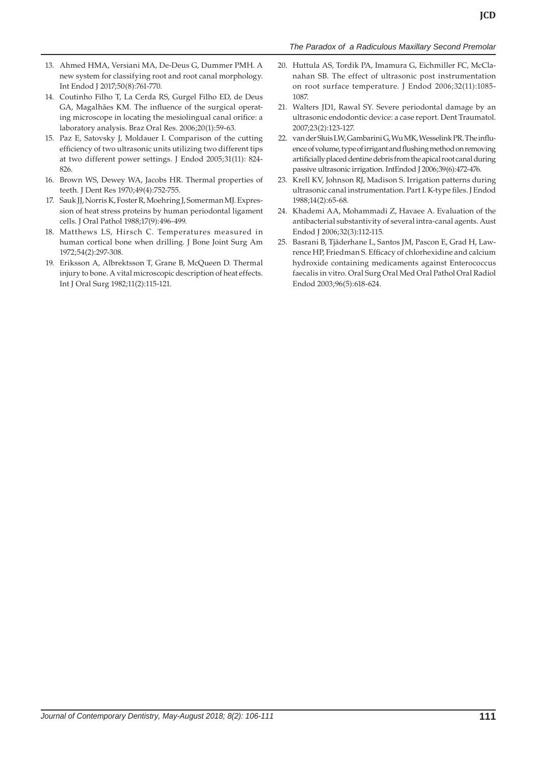13. Ahmed HMA, Versiani MA, De-Deus G, Dummer PMH. A new system for classifying root and root canal morphology. Int Endod J 2017;50(8):761-770.
14. Coutinho Filho T, La Cerda RS, Gurgel Filho ED, de Deus GA, Magalhães KM. The influence of the surgical operating microscope in locating the mesiolingual canal orifice: a laboratory analysis. Braz Oral Res. 2006;20(1):59-63.
15. Paz E, Satovsky J, Moldauer I. Comparison of the cutting efficiency of two ultrasonic units utilizing two different tips at two different power settings. J Endod 2005;31(11): 824-826.
16. Brown WS, Dewey WA, Jacobs HR. Thermal properties of teeth. J Dent Res 1970;49(4):752-755.
17. Sauk JJ, Norris K, Foster R, Moehring J, Somerman MJ. Expression of heat stress proteins by human periodontal ligament cells. J Oral Pathol 1988;17(9):496-499.
18. Matthews LS, Hirsch C. Temperatures measured in human cortical bone when drilling. J Bone Joint Surg Am 1972;54(2):297-308.
19. Eriksson A, Albrektsson T, Grane B, McQueen D. Thermal injury to bone. A vital microscopic description of heat effects. Int J Oral Surg 1982;11(2):115-121.
20. Huttula AS, Tordik PA, Imamura G, Eichmiller FC, McClanahan SB. The effect of ultrasonic post instrumentation on root surface temperature. J Endod 2006;32(11):1085-1087.
21. Walters JD1, Rawal SY. Severe periodontal damage by an ultrasonic endodontic device: a case report. Dent Traumatol. 2007;23(2):123-127.
22. van der Sluis LW, Gambarini G, Wu MK, Wesselink PR. The influence of volume, type of irrigant and flushing method on removing artificially placed dentine debris from the apical root canal during passive ultrasonic irrigation. IntEndod J 2006;39(6):472-476.
23. Krell KV, Johnson RJ, Madison S. Irrigation patterns during ultrasonic canal instrumentation. Part I. K-type files. J Endod 1988;14(2):65-68.
24. Khademi AA, Mohammadi Z, Havaee A. Evaluation of the antibacterial substantivity of several intra-canal agents. Aust Endod J 2006;32(3):112-115.
25. Basrani B, Tjäderhane L, Santos JM, Pascon E, Grad H, Lawrence HP, Friedman S. Efficacy of chlorhexidine and calcium hydroxide containing medicaments against Enterococcus faecalis in vitro. Oral Surg Oral Med Oral Pathol Oral Radiol Endod 2003;96(5):618-624.